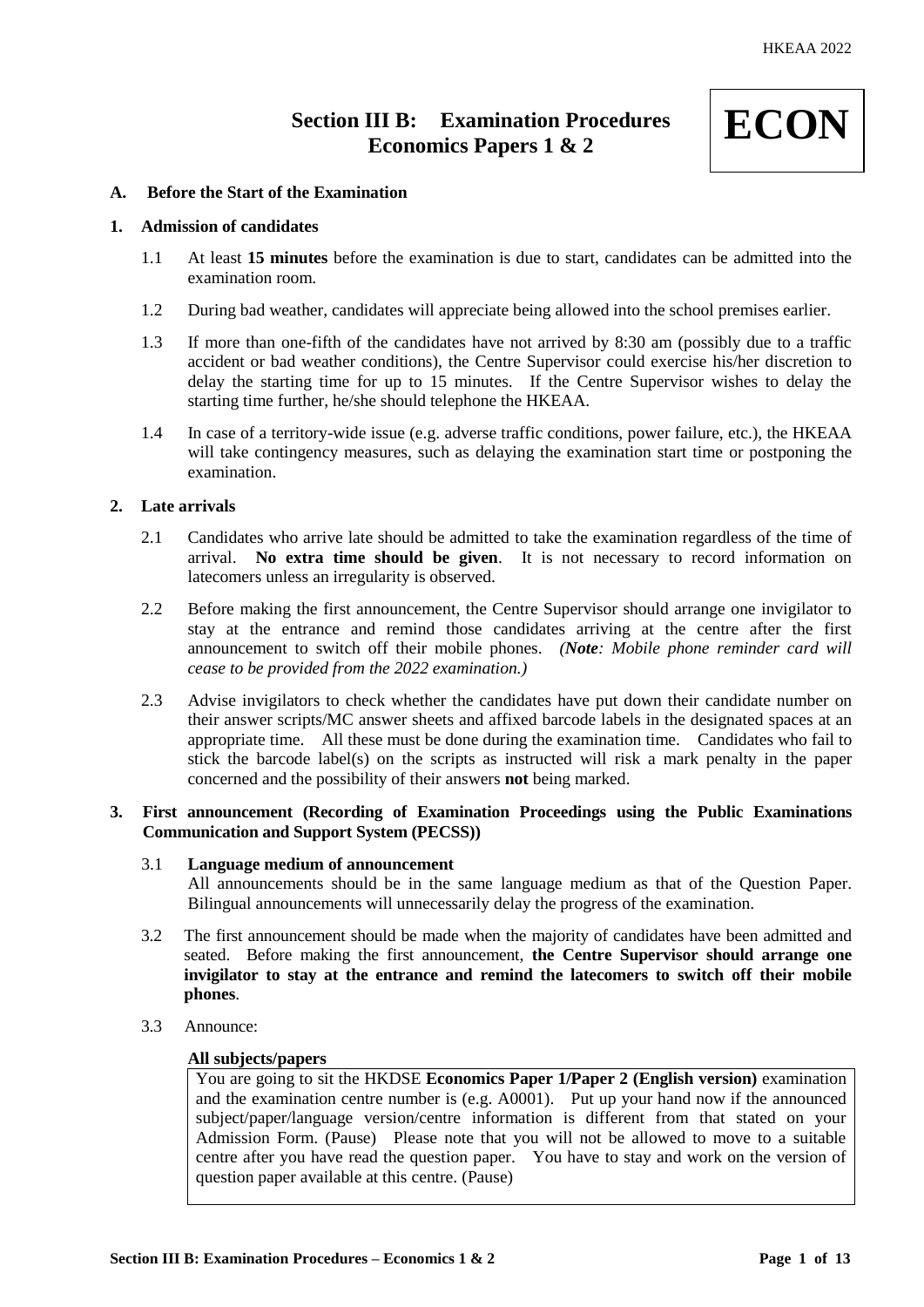# Section III B: Examination Procedures Economics Papers 1 & 2

**ECON**

## A. Before the Start of the Examination

### 1. Admission of candidates

1.1 At least **15 minutes** before the examination is due to start, candidates can be admitted into the examination room.

1.2 During bad weather, candidates will appreciate being allowed into the school premises earlier.

1.3 If more than one-fifth of the candidates have not arrived by 8:30 am (possibly due to a traffic accident or bad weather conditions), the Centre Supervisor could exercise his/her discretion to delay the starting time for up to 15 minutes. If the Centre Supervisor wishes to delay the starting time further, he/she should telephone the HKEAA.

1.4 In case of a territory-wide issue (e.g. adverse traffic conditions, power failure, etc.), the HKEAA will take contingency measures, such as delaying the examination start time or postponing the examination.

### 2. Late arrivals

2.1 Candidates who arrive late should be admitted to take the examination regardless of the time of arrival. **No extra time should be given**. It is not necessary to record information on latecomers unless an irregularity is observed.

2.2 Before making the first announcement, the Centre Supervisor should arrange one invigilator to stay at the entrance and remind those candidates arriving at the centre after the first announcement to switch off their mobile phones. *(**Note**: Mobile phone reminder card will cease to be provided from the 2022 examination.)*

2.3 Advise invigilators to check whether the candidates have put down their candidate number on their answer scripts/MC answer sheets and affixed barcode labels in the designated spaces at an appropriate time. All these must be done during the examination time. Candidates who fail to stick the barcode label(s) on the scripts as instructed will risk a mark penalty in the paper concerned and the possibility of their answers **not** being marked.

### 3. First announcement (Recording of Examination Proceedings using the Public Examinations Communication and Support System (PECSS))

3.1 **Language medium of announcement**
All announcements should be in the same language medium as that of the Question Paper. Bilingual announcements will unnecessarily delay the progress of the examination.

3.2 The first announcement should be made when the majority of candidates have been admitted and seated. Before making the first announcement, **the Centre Supervisor should arrange one invigilator to stay at the entrance and remind the latecomers to switch off their mobile phones**.

3.3 Announce:

**All subjects/papers**

> You are going to sit the HKDSE **Economics Paper 1/Paper 2 (English version)** examination and the examination centre number is (e.g. A0001). Put up your hand now if the announced subject/paper/language version/centre information is different from that stated on your Admission Form. (Pause) Please note that you will not be allowed to move to a suitable centre after you have read the question paper. You have to stay and work on the version of question paper available at this centre. (Pause)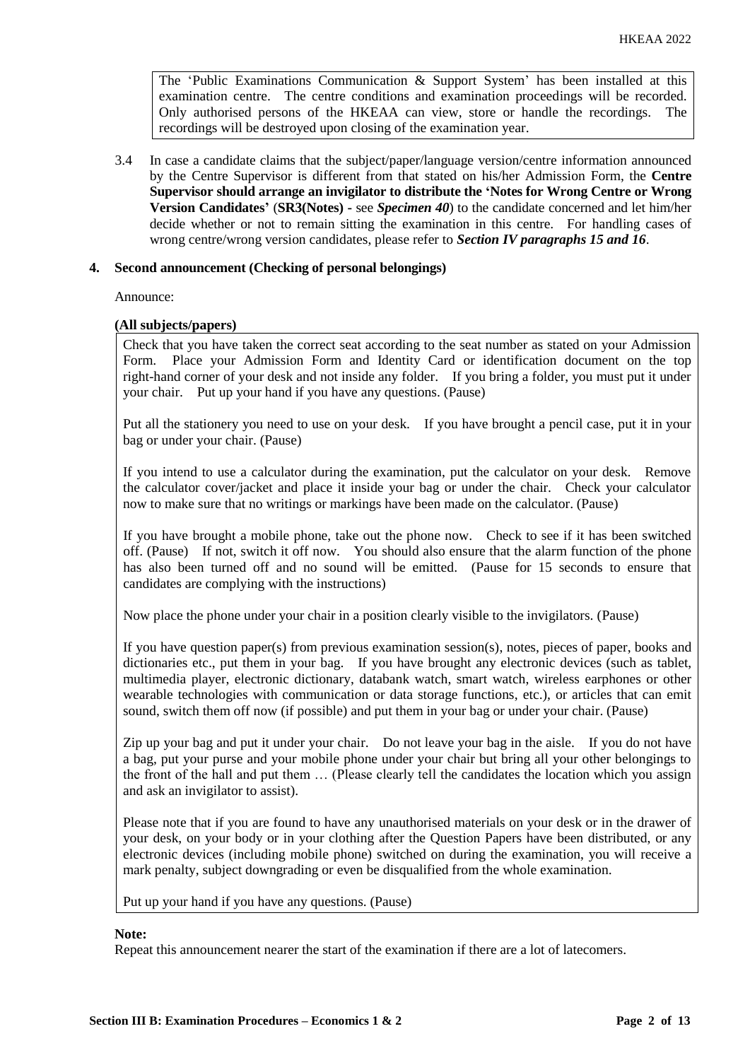> The 'Public Examinations Communication & Support System' has been installed at this examination centre. The centre conditions and examination proceedings will be recorded. Only authorised persons of the HKEAA can view, store or handle the recordings. The recordings will be destroyed upon closing of the examination year.

3.4 In case a candidate claims that the subject/paper/language version/centre information announced by the Centre Supervisor is different from that stated on his/her Admission Form, the **Centre Supervisor should arrange an invigilator to distribute the 'Notes for Wrong Centre or Wrong Version Candidates'** (**SR3(Notes) -** see ***Specimen 40***) to the candidate concerned and let him/her decide whether or not to remain sitting the examination in this centre. For handling cases of wrong centre/wrong version candidates, please refer to ***Section IV paragraphs 15 and 16***.

**4. Second announcement (Checking of personal belongings)**

Announce:

**(All subjects/papers)**

> Check that you have taken the correct seat according to the seat number as stated on your Admission Form. Place your Admission Form and Identity Card or identification document on the top right-hand corner of your desk and not inside any folder. If you bring a folder, you must put it under your chair. Put up your hand if you have any questions. (Pause)
>
> Put all the stationery you need to use on your desk. If you have brought a pencil case, put it in your bag or under your chair. (Pause)
>
> If you intend to use a calculator during the examination, put the calculator on your desk. Remove the calculator cover/jacket and place it inside your bag or under the chair. Check your calculator now to make sure that no writings or markings have been made on the calculator. (Pause)
>
> If you have brought a mobile phone, take out the phone now. Check to see if it has been switched off. (Pause) If not, switch it off now. You should also ensure that the alarm function of the phone has also been turned off and no sound will be emitted. (Pause for 15 seconds to ensure that candidates are complying with the instructions)
>
> Now place the phone under your chair in a position clearly visible to the invigilators. (Pause)
>
> If you have question paper(s) from previous examination session(s), notes, pieces of paper, books and dictionaries etc., put them in your bag. If you have brought any electronic devices (such as tablet, multimedia player, electronic dictionary, databank watch, smart watch, wireless earphones or other wearable technologies with communication or data storage functions, etc.), or articles that can emit sound, switch them off now (if possible) and put them in your bag or under your chair. (Pause)
>
> Zip up your bag and put it under your chair. Do not leave your bag in the aisle. If you do not have a bag, put your purse and your mobile phone under your chair but bring all your other belongings to the front of the hall and put them … (Please clearly tell the candidates the location which you assign and ask an invigilator to assist).
>
> Please note that if you are found to have any unauthorised materials on your desk or in the drawer of your desk, on your body or in your clothing after the Question Papers have been distributed, or any electronic devices (including mobile phone) switched on during the examination, you will receive a mark penalty, subject downgrading or even be disqualified from the whole examination.
>
> Put up your hand if you have any questions. (Pause)

**Note:**

Repeat this announcement nearer the start of the examination if there are a lot of latecomers.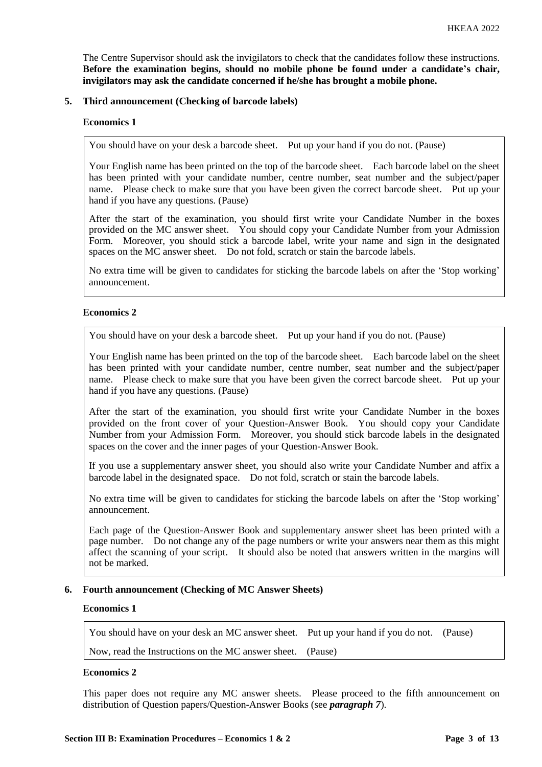The Centre Supervisor should ask the invigilators to check that the candidates follow these instructions. **Before the examination begins, should no mobile phone be found under a candidate's chair, invigilators may ask the candidate concerned if he/she has brought a mobile phone.**

**5. Third announcement (Checking of barcode labels)**

**Economics 1**

> You should have on your desk a barcode sheet. Put up your hand if you do not. (Pause)
>
> Your English name has been printed on the top of the barcode sheet. Each barcode label on the sheet has been printed with your candidate number, centre number, seat number and the subject/paper name. Please check to make sure that you have been given the correct barcode sheet. Put up your hand if you have any questions. (Pause)
>
> After the start of the examination, you should first write your Candidate Number in the boxes provided on the MC answer sheet. You should copy your Candidate Number from your Admission Form. Moreover, you should stick a barcode label, write your name and sign in the designated spaces on the MC answer sheet. Do not fold, scratch or stain the barcode labels.
>
> No extra time will be given to candidates for sticking the barcode labels on after the 'Stop working' announcement.

**Economics 2**

> You should have on your desk a barcode sheet. Put up your hand if you do not. (Pause)
>
> Your English name has been printed on the top of the barcode sheet. Each barcode label on the sheet has been printed with your candidate number, centre number, seat number and the subject/paper name. Please check to make sure that you have been given the correct barcode sheet. Put up your hand if you have any questions. (Pause)
>
> After the start of the examination, you should first write your Candidate Number in the boxes provided on the front cover of your Question-Answer Book. You should copy your Candidate Number from your Admission Form. Moreover, you should stick barcode labels in the designated spaces on the cover and the inner pages of your Question-Answer Book.
>
> If you use a supplementary answer sheet, you should also write your Candidate Number and affix a barcode label in the designated space. Do not fold, scratch or stain the barcode labels.
>
> No extra time will be given to candidates for sticking the barcode labels on after the 'Stop working' announcement.
>
> Each page of the Question-Answer Book and supplementary answer sheet has been printed with a page number. Do not change any of the page numbers or write your answers near them as this might affect the scanning of your script. It should also be noted that answers written in the margins will not be marked.

**6. Fourth announcement (Checking of MC Answer Sheets)**

**Economics 1**

> You should have on your desk an MC answer sheet. Put up your hand if you do not. (Pause)
>
> Now, read the Instructions on the MC answer sheet. (Pause)

**Economics 2**

This paper does not require any MC answer sheets. Please proceed to the fifth announcement on distribution of Question papers/Question-Answer Books (see ***paragraph 7***).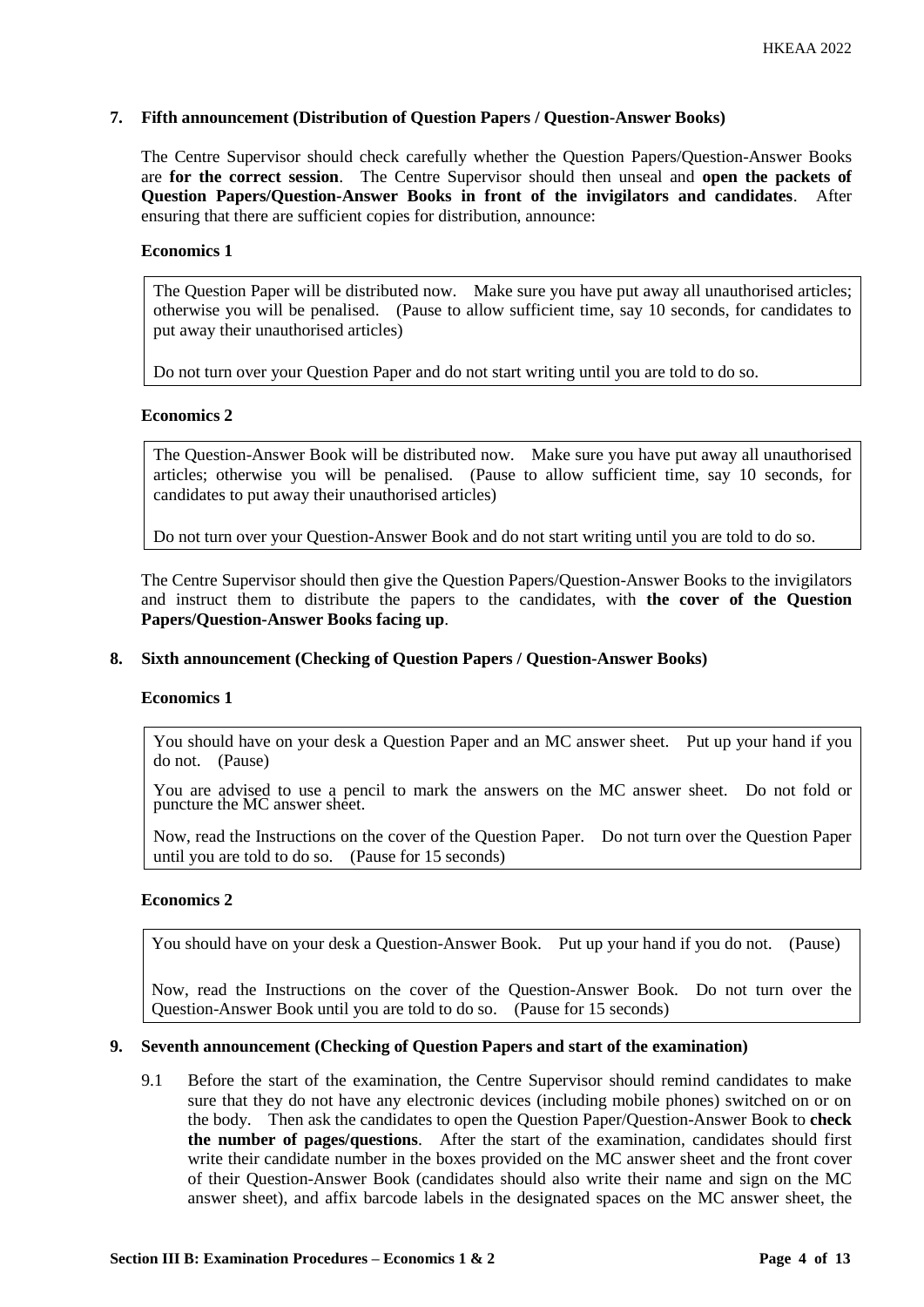**7. Fifth announcement (Distribution of Question Papers / Question-Answer Books)**

The Centre Supervisor should check carefully whether the Question Papers/Question-Answer Books are **for the correct session**. The Centre Supervisor should then unseal and **open the packets of Question Papers/Question-Answer Books in front of the invigilators and candidates**. After ensuring that there are sufficient copies for distribution, announce:

**Economics 1**

> The Question Paper will be distributed now. Make sure you have put away all unauthorised articles; otherwise you will be penalised. (Pause to allow sufficient time, say 10 seconds, for candidates to put away their unauthorised articles)
>
> Do not turn over your Question Paper and do not start writing until you are told to do so.

**Economics 2**

> The Question-Answer Book will be distributed now. Make sure you have put away all unauthorised articles; otherwise you will be penalised. (Pause to allow sufficient time, say 10 seconds, for candidates to put away their unauthorised articles)
>
> Do not turn over your Question-Answer Book and do not start writing until you are told to do so.

The Centre Supervisor should then give the Question Papers/Question-Answer Books to the invigilators and instruct them to distribute the papers to the candidates, with **the cover of the Question Papers/Question-Answer Books facing up**.

**8. Sixth announcement (Checking of Question Papers / Question-Answer Books)**

**Economics 1**

> You should have on your desk a Question Paper and an MC answer sheet. Put up your hand if you do not. (Pause)
>
> You are advised to use a pencil to mark the answers on the MC answer sheet. Do not fold or puncture the MC answer sheet.
>
> Now, read the Instructions on the cover of the Question Paper. Do not turn over the Question Paper until you are told to do so. (Pause for 15 seconds)

**Economics 2**

> You should have on your desk a Question-Answer Book. Put up your hand if you do not. (Pause)
>
> Now, read the Instructions on the cover of the Question-Answer Book. Do not turn over the Question-Answer Book until you are told to do so. (Pause for 15 seconds)

**9. Seventh announcement (Checking of Question Papers and start of the examination)**

9.1 Before the start of the examination, the Centre Supervisor should remind candidates to make sure that they do not have any electronic devices (including mobile phones) switched on or on the body. Then ask the candidates to open the Question Paper/Question-Answer Book to **check the number of pages/questions**. After the start of the examination, candidates should first write their candidate number in the boxes provided on the MC answer sheet and the front cover of their Question-Answer Book (candidates should also write their name and sign on the MC answer sheet), and affix barcode labels in the designated spaces on the MC answer sheet, the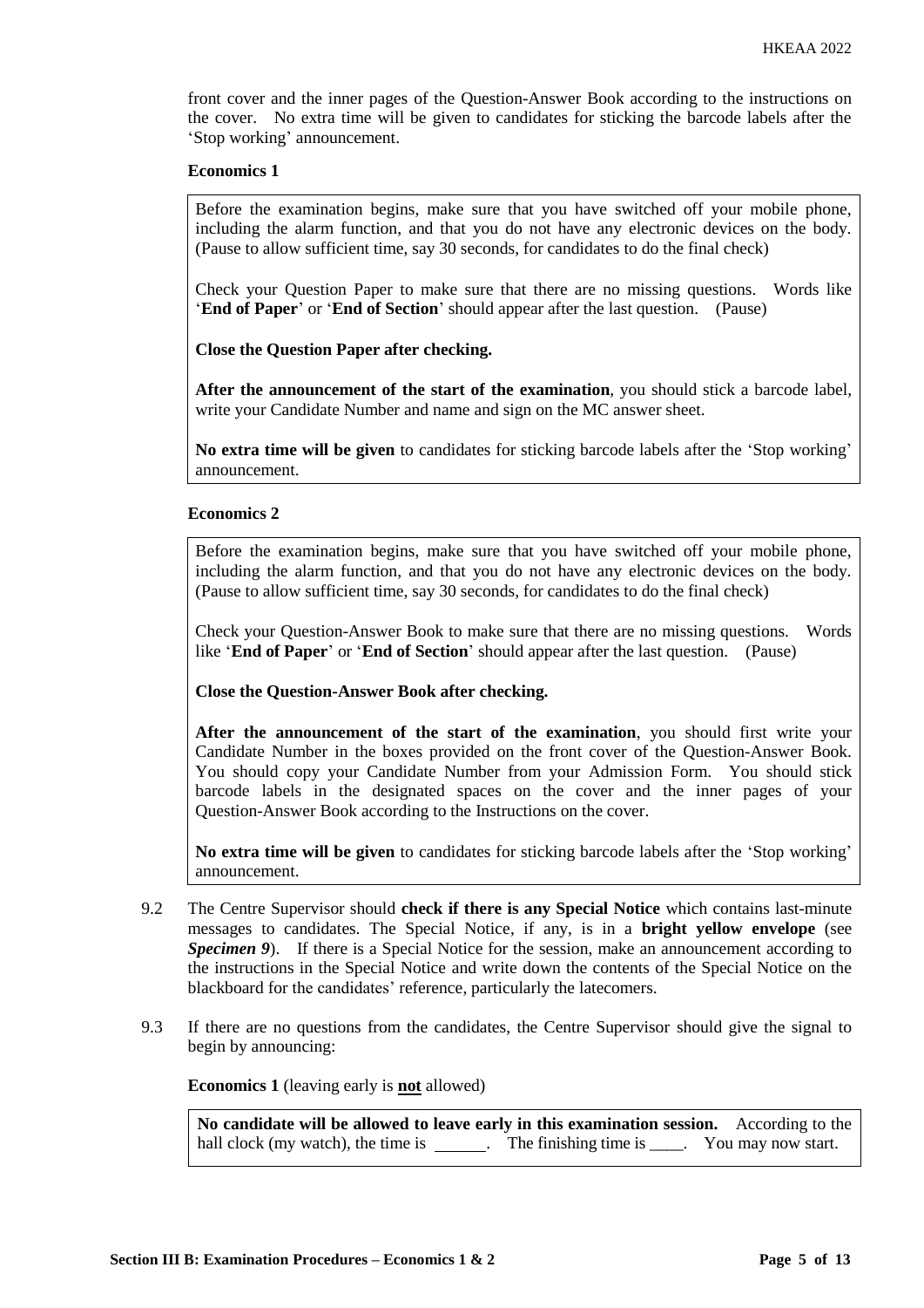front cover and the inner pages of the Question-Answer Book according to the instructions on the cover. No extra time will be given to candidates for sticking the barcode labels after the 'Stop working' announcement.

**Economics 1**

> Before the examination begins, make sure that you have switched off your mobile phone, including the alarm function, and that you do not have any electronic devices on the body. (Pause to allow sufficient time, say 30 seconds, for candidates to do the final check)
>
> Check your Question Paper to make sure that there are no missing questions. Words like '**End of Paper**' or '**End of Section**' should appear after the last question. (Pause)
>
> **Close the Question Paper after checking.**
>
> **After the announcement of the start of the examination**, you should stick a barcode label, write your Candidate Number and name and sign on the MC answer sheet.
>
> **No extra time will be given** to candidates for sticking barcode labels after the 'Stop working' announcement.

**Economics 2**

> Before the examination begins, make sure that you have switched off your mobile phone, including the alarm function, and that you do not have any electronic devices on the body. (Pause to allow sufficient time, say 30 seconds, for candidates to do the final check)
>
> Check your Question-Answer Book to make sure that there are no missing questions. Words like '**End of Paper**' or '**End of Section**' should appear after the last question. (Pause)
>
> **Close the Question-Answer Book after checking.**
>
> **After the announcement of the start of the examination**, you should first write your Candidate Number in the boxes provided on the front cover of the Question-Answer Book. You should copy your Candidate Number from your Admission Form. You should stick barcode labels in the designated spaces on the cover and the inner pages of your Question-Answer Book according to the Instructions on the cover.
>
> **No extra time will be given** to candidates for sticking barcode labels after the 'Stop working' announcement.

9.2 The Centre Supervisor should **check if there is any Special Notice** which contains last-minute messages to candidates. The Special Notice, if any, is in a **bright yellow envelope** (see ***Specimen 9***). If there is a Special Notice for the session, make an announcement according to the instructions in the Special Notice and write down the contents of the Special Notice on the blackboard for the candidates' reference, particularly the latecomers.

9.3 If there are no questions from the candidates, the Centre Supervisor should give the signal to begin by announcing:

**Economics 1** (leaving early is **not** allowed)

> **No candidate will be allowed to leave early in this examination session.** According to the hall clock (my watch), the time is ______. The finishing time is ____. You may now start.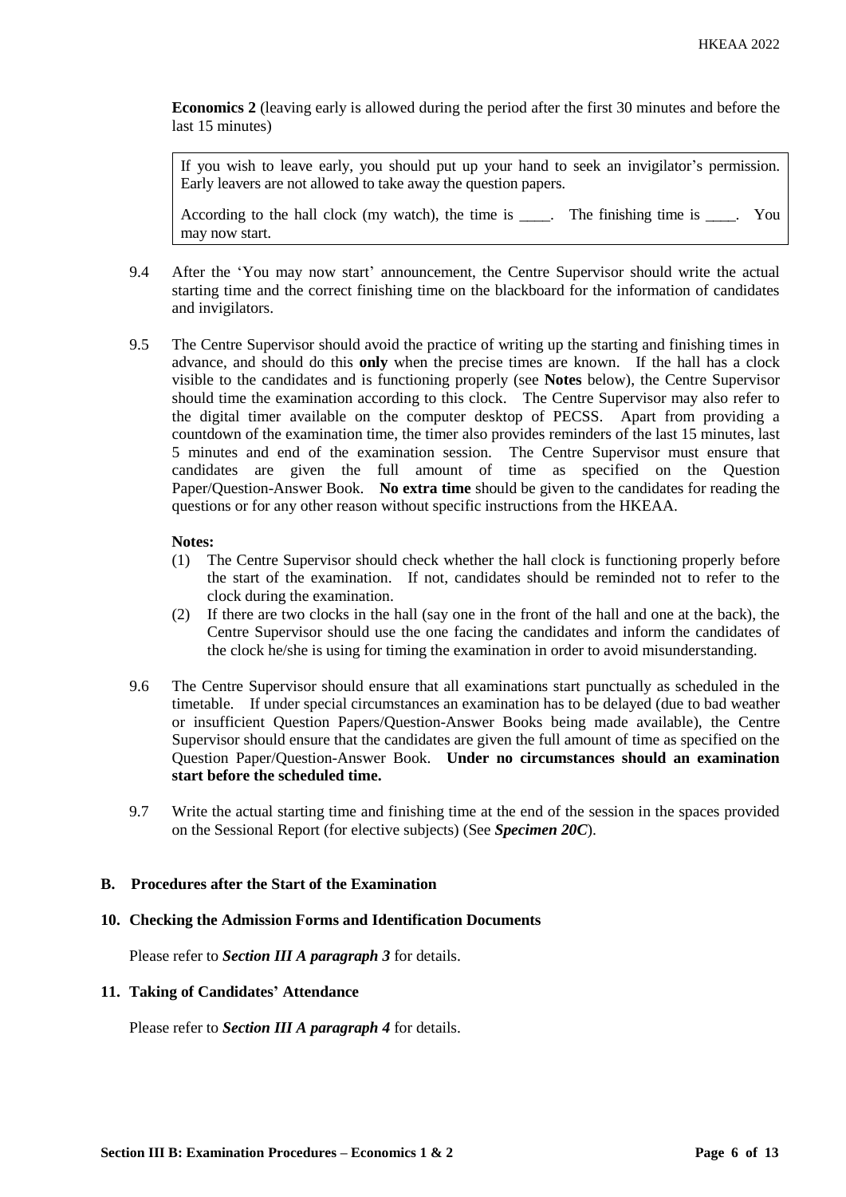**Economics 2** (leaving early is allowed during the period after the first 30 minutes and before the last 15 minutes)

> If you wish to leave early, you should put up your hand to seek an invigilator's permission. Early leavers are not allowed to take away the question papers.
>
> According to the hall clock (my watch), the time is \_\_\_\_. The finishing time is \_\_\_\_. You may now start.

9.4 After the 'You may now start' announcement, the Centre Supervisor should write the actual starting time and the correct finishing time on the blackboard for the information of candidates and invigilators.

9.5 The Centre Supervisor should avoid the practice of writing up the starting and finishing times in advance, and should do this **only** when the precise times are known. If the hall has a clock visible to the candidates and is functioning properly (see **Notes** below), the Centre Supervisor should time the examination according to this clock. The Centre Supervisor may also refer to the digital timer available on the computer desktop of PECSS. Apart from providing a countdown of the examination time, the timer also provides reminders of the last 15 minutes, last 5 minutes and end of the examination session. The Centre Supervisor must ensure that candidates are given the full amount of time as specified on the Question Paper/Question-Answer Book. **No extra time** should be given to the candidates for reading the questions or for any other reason without specific instructions from the HKEAA.

**Notes:**

(1) The Centre Supervisor should check whether the hall clock is functioning properly before the start of the examination. If not, candidates should be reminded not to refer to the clock during the examination.

(2) If there are two clocks in the hall (say one in the front of the hall and one at the back), the Centre Supervisor should use the one facing the candidates and inform the candidates of the clock he/she is using for timing the examination in order to avoid misunderstanding.

9.6 The Centre Supervisor should ensure that all examinations start punctually as scheduled in the timetable. If under special circumstances an examination has to be delayed (due to bad weather or insufficient Question Papers/Question-Answer Books being made available), the Centre Supervisor should ensure that the candidates are given the full amount of time as specified on the Question Paper/Question-Answer Book. **Under no circumstances should an examination start before the scheduled time.**

9.7 Write the actual starting time and finishing time at the end of the session in the spaces provided on the Sessional Report (for elective subjects) (See ***Specimen 20C***).

## B. Procedures after the Start of the Examination

### 10. Checking the Admission Forms and Identification Documents

Please refer to ***Section III A paragraph 3*** for details.

### 11. Taking of Candidates' Attendance

Please refer to ***Section III A paragraph 4*** for details.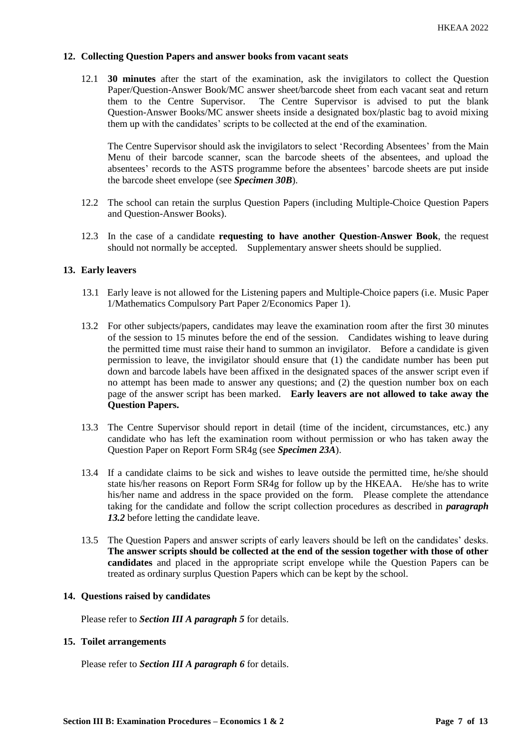**12. Collecting Question Papers and answer books from vacant seats**

12.1 **30 minutes** after the start of the examination, ask the invigilators to collect the Question Paper/Question-Answer Book/MC answer sheet/barcode sheet from each vacant seat and return them to the Centre Supervisor. The Centre Supervisor is advised to put the blank Question-Answer Books/MC answer sheets inside a designated box/plastic bag to avoid mixing them up with the candidates' scripts to be collected at the end of the examination.

The Centre Supervisor should ask the invigilators to select 'Recording Absentees' from the Main Menu of their barcode scanner, scan the barcode sheets of the absentees, and upload the absentees' records to the ASTS programme before the absentees' barcode sheets are put inside the barcode sheet envelope (see ***Specimen 30B***).

12.2 The school can retain the surplus Question Papers (including Multiple-Choice Question Papers and Question-Answer Books).

12.3 In the case of a candidate **requesting to have another Question-Answer Book**, the request should not normally be accepted. Supplementary answer sheets should be supplied.

**13. Early leavers**

13.1 Early leave is not allowed for the Listening papers and Multiple-Choice papers (i.e. Music Paper 1/Mathematics Compulsory Part Paper 2/Economics Paper 1).

13.2 For other subjects/papers, candidates may leave the examination room after the first 30 minutes of the session to 15 minutes before the end of the session. Candidates wishing to leave during the permitted time must raise their hand to summon an invigilator. Before a candidate is given permission to leave, the invigilator should ensure that (1) the candidate number has been put down and barcode labels have been affixed in the designated spaces of the answer script even if no attempt has been made to answer any questions; and (2) the question number box on each page of the answer script has been marked. **Early leavers are not allowed to take away the Question Papers.**

13.3 The Centre Supervisor should report in detail (time of the incident, circumstances, etc.) any candidate who has left the examination room without permission or who has taken away the Question Paper on Report Form SR4g (see ***Specimen 23A***).

13.4 If a candidate claims to be sick and wishes to leave outside the permitted time, he/she should state his/her reasons on Report Form SR4g for follow up by the HKEAA. He/She has to write his/her name and address in the space provided on the form. Please complete the attendance taking for the candidate and follow the script collection procedures as described in ***paragraph 13.2*** before letting the candidate leave.

13.5 The Question Papers and answer scripts of early leavers should be left on the candidates' desks. **The answer scripts should be collected at the end of the session together with those of other candidates** and placed in the appropriate script envelope while the Question Papers can be treated as ordinary surplus Question Papers which can be kept by the school.

**14. Questions raised by candidates**

Please refer to ***Section III A paragraph 5*** for details.

**15. Toilet arrangements**

Please refer to ***Section III A paragraph 6*** for details.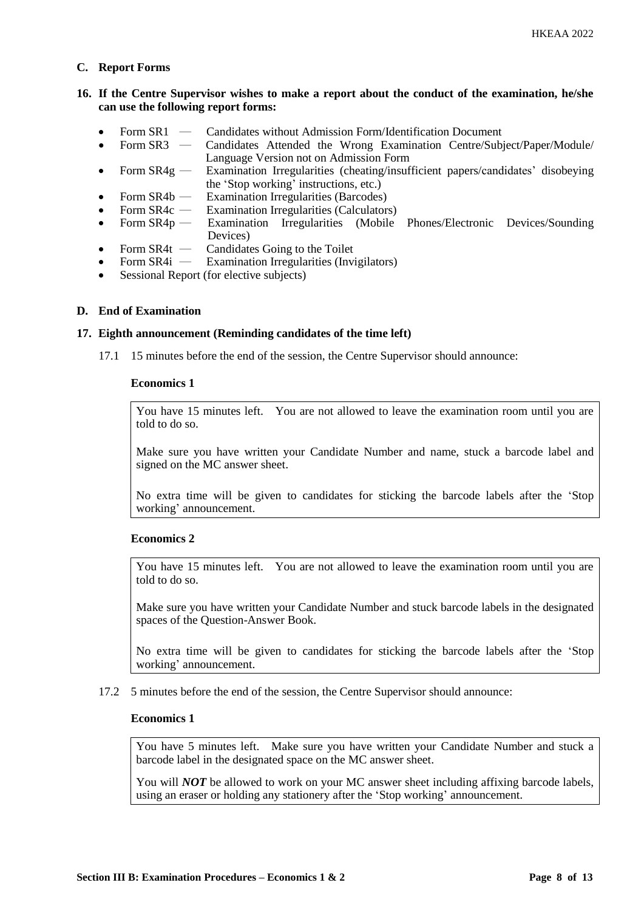## C. Report Forms

### 16. If the Centre Supervisor wishes to make a report about the conduct of the examination, he/she can use the following report forms:

- Form SR1 — Candidates without Admission Form/Identification Document
- Form SR3 — Candidates Attended the Wrong Examination Centre/Subject/Paper/Module/ Language Version not on Admission Form
- Form SR4g — Examination Irregularities (cheating/insufficient papers/candidates' disobeying the 'Stop working' instructions, etc.)
- Form SR4b — Examination Irregularities (Barcodes)
- Form SR4c — Examination Irregularities (Calculators)
- Form SR4p — Examination Irregularities (Mobile Phones/Electronic Devices/Sounding Devices)
- Form SR4t — Candidates Going to the Toilet
- Form SR4i — Examination Irregularities (Invigilators)
- Sessional Report (for elective subjects)

## D. End of Examination

### 17. Eighth announcement (Reminding candidates of the time left)

17.1 15 minutes before the end of the session, the Centre Supervisor should announce:

**Economics 1**

> You have 15 minutes left. You are not allowed to leave the examination room until you are told to do so.
>
> Make sure you have written your Candidate Number and name, stuck a barcode label and signed on the MC answer sheet.
>
> No extra time will be given to candidates for sticking the barcode labels after the 'Stop working' announcement.

**Economics 2**

> You have 15 minutes left. You are not allowed to leave the examination room until you are told to do so.
>
> Make sure you have written your Candidate Number and stuck barcode labels in the designated spaces of the Question-Answer Book.
>
> No extra time will be given to candidates for sticking the barcode labels after the 'Stop working' announcement.

17.2 5 minutes before the end of the session, the Centre Supervisor should announce:

**Economics 1**

> You have 5 minutes left. Make sure you have written your Candidate Number and stuck a barcode label in the designated space on the MC answer sheet.
>
> You will ***NOT*** be allowed to work on your MC answer sheet including affixing barcode labels, using an eraser or holding any stationery after the 'Stop working' announcement.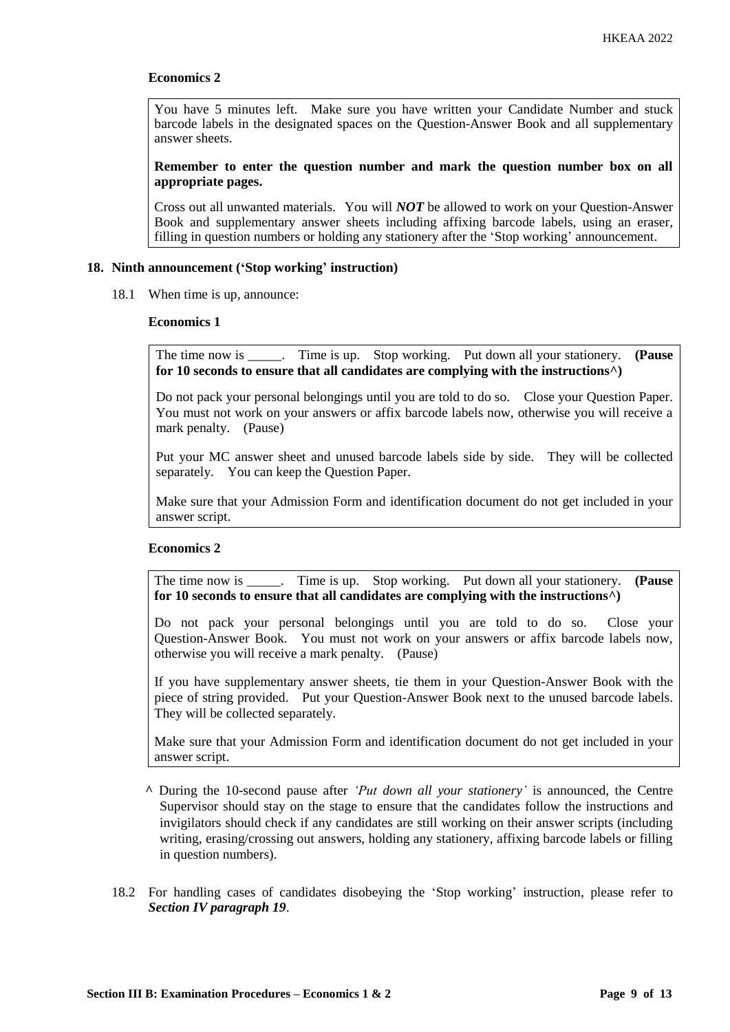**Economics 2**

> You have 5 minutes left. Make sure you have written your Candidate Number and stuck barcode labels in the designated spaces on the Question-Answer Book and all supplementary answer sheets.
>
> **Remember to enter the question number and mark the question number box on all appropriate pages.**
>
> Cross out all unwanted materials. You will ***NOT*** be allowed to work on your Question-Answer Book and supplementary answer sheets including affixing barcode labels, using an eraser, filling in question numbers or holding any stationery after the 'Stop working' announcement.

## 18. Ninth announcement ('Stop working' instruction)

18.1 When time is up, announce:

**Economics 1**

> The time now is _____. Time is up. Stop working. Put down all your stationery. **(Pause for 10 seconds to ensure that all candidates are complying with the instructions^)**
>
> Do not pack your personal belongings until you are told to do so. Close your Question Paper. You must not work on your answers or affix barcode labels now, otherwise you will receive a mark penalty. (Pause)
>
> Put your MC answer sheet and unused barcode labels side by side. They will be collected separately. You can keep the Question Paper.
>
> Make sure that your Admission Form and identification document do not get included in your answer script.

**Economics 2**

> The time now is _____. Time is up. Stop working. Put down all your stationery. **(Pause for 10 seconds to ensure that all candidates are complying with the instructions^)**
>
> Do not pack your personal belongings until you are told to do so. Close your Question-Answer Book. You must not work on your answers or affix barcode labels now, otherwise you will receive a mark penalty. (Pause)
>
> If you have supplementary answer sheets, tie them in your Question-Answer Book with the piece of string provided. Put your Question-Answer Book next to the unused barcode labels. They will be collected separately.
>
> Make sure that your Admission Form and identification document do not get included in your answer script.

^ During the 10-second pause after *'Put down all your stationery'* is announced, the Centre Supervisor should stay on the stage to ensure that the candidates follow the instructions and invigilators should check if any candidates are still working on their answer scripts (including writing, erasing/crossing out answers, holding any stationery, affixing barcode labels or filling in question numbers).

18.2 For handling cases of candidates disobeying the 'Stop working' instruction, please refer to ***Section IV paragraph 19***.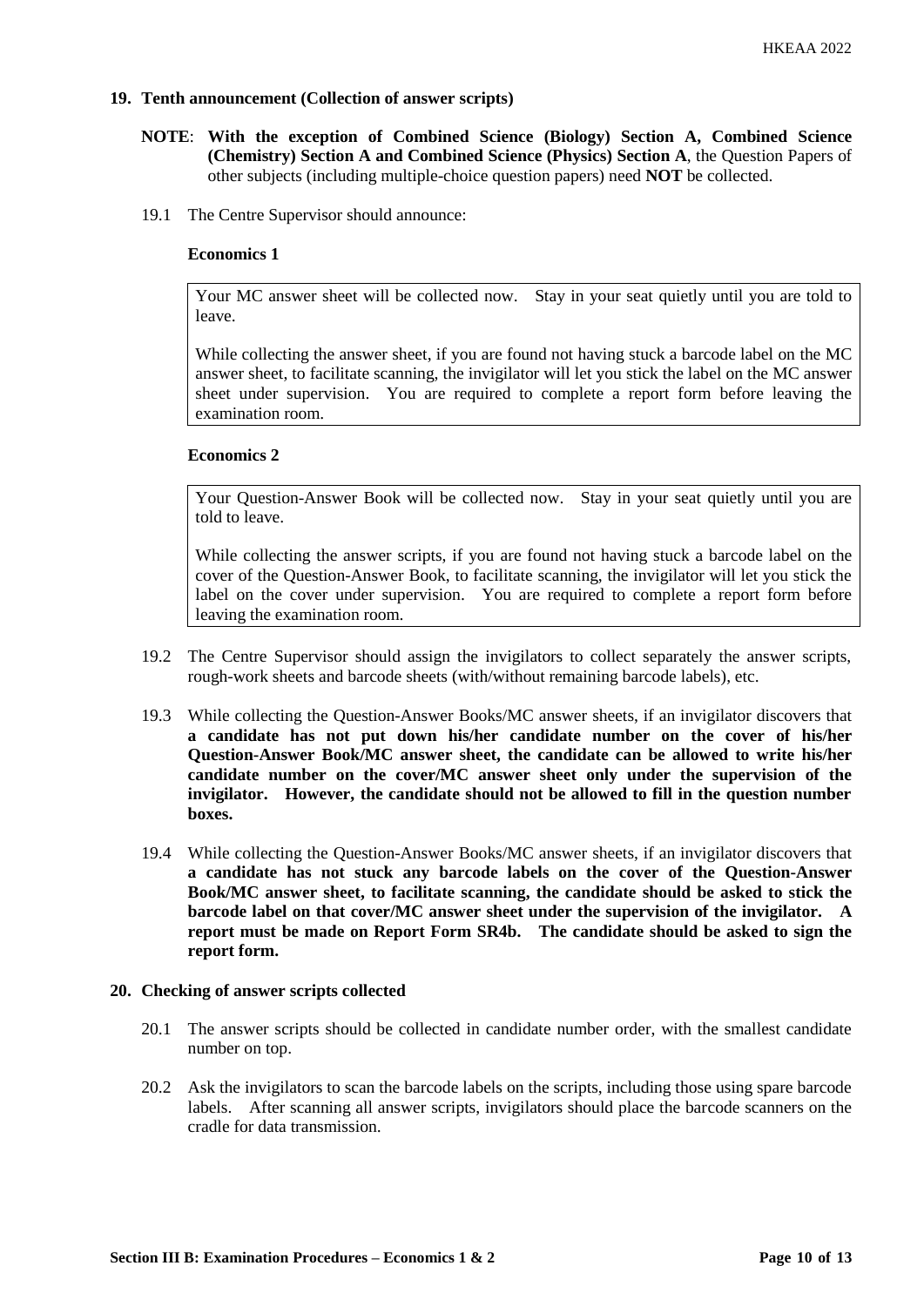## 19. Tenth announcement (Collection of answer scripts)

**NOTE**: **With the exception of Combined Science (Biology) Section A, Combined Science (Chemistry) Section A and Combined Science (Physics) Section A**, the Question Papers of other subjects (including multiple-choice question papers) need **NOT** be collected.

19.1 The Centre Supervisor should announce:

**Economics 1**

> Your MC answer sheet will be collected now. Stay in your seat quietly until you are told to leave.
>
> While collecting the answer sheet, if you are found not having stuck a barcode label on the MC answer sheet, to facilitate scanning, the invigilator will let you stick the label on the MC answer sheet under supervision. You are required to complete a report form before leaving the examination room.

**Economics 2**

> Your Question-Answer Book will be collected now. Stay in your seat quietly until you are told to leave.
>
> While collecting the answer scripts, if you are found not having stuck a barcode label on the cover of the Question-Answer Book, to facilitate scanning, the invigilator will let you stick the label on the cover under supervision. You are required to complete a report form before leaving the examination room.

19.2 The Centre Supervisor should assign the invigilators to collect separately the answer scripts, rough-work sheets and barcode sheets (with/without remaining barcode labels), etc.

19.3 While collecting the Question-Answer Books/MC answer sheets, if an invigilator discovers that **a candidate has not put down his/her candidate number on the cover of his/her Question-Answer Book/MC answer sheet, the candidate can be allowed to write his/her candidate number on the cover/MC answer sheet only under the supervision of the invigilator. However, the candidate should not be allowed to fill in the question number boxes.**

19.4 While collecting the Question-Answer Books/MC answer sheets, if an invigilator discovers that **a candidate has not stuck any barcode labels on the cover of the Question-Answer Book/MC answer sheet, to facilitate scanning, the candidate should be asked to stick the barcode label on that cover/MC answer sheet under the supervision of the invigilator. A report must be made on Report Form SR4b. The candidate should be asked to sign the report form.**

## 20. Checking of answer scripts collected

20.1 The answer scripts should be collected in candidate number order, with the smallest candidate number on top.

20.2 Ask the invigilators to scan the barcode labels on the scripts, including those using spare barcode labels. After scanning all answer scripts, invigilators should place the barcode scanners on the cradle for data transmission.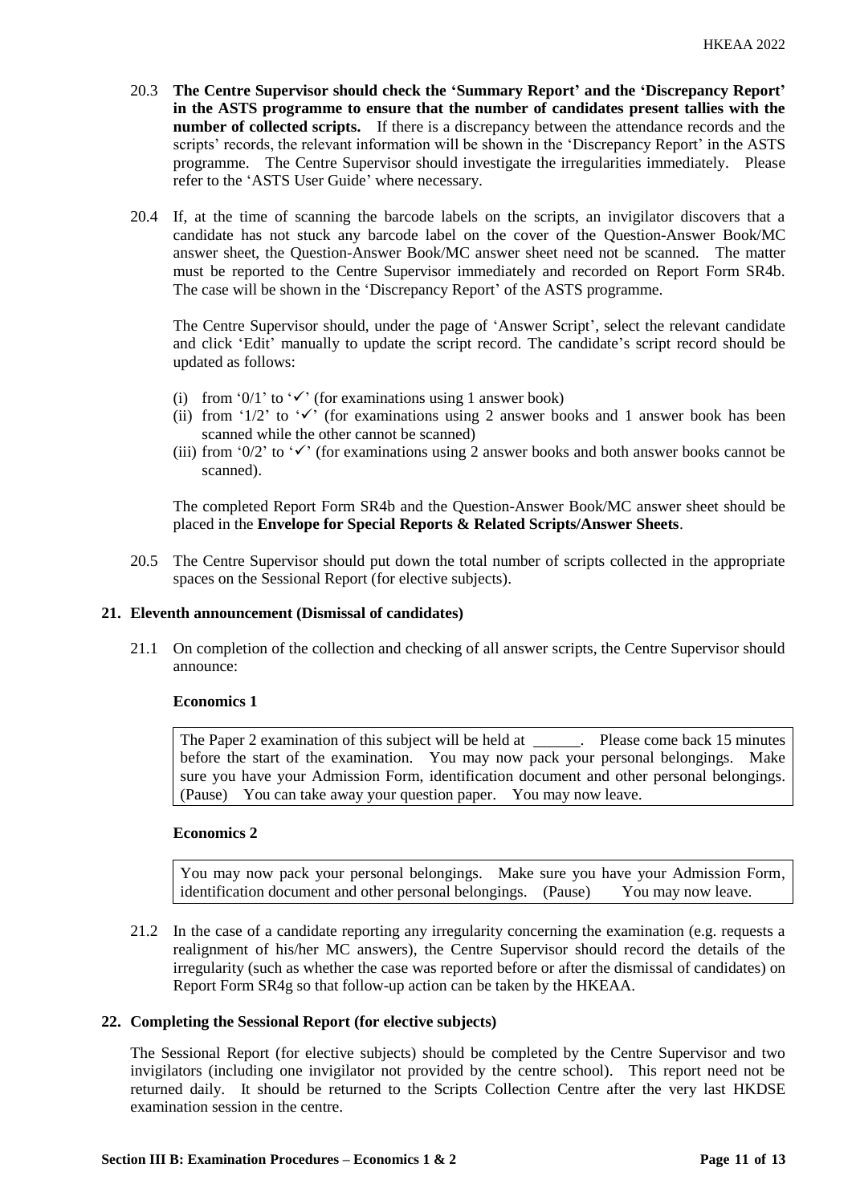20.3 **The Centre Supervisor should check the 'Summary Report' and the 'Discrepancy Report' in the ASTS programme to ensure that the number of candidates present tallies with the number of collected scripts.** If there is a discrepancy between the attendance records and the scripts' records, the relevant information will be shown in the 'Discrepancy Report' in the ASTS programme. The Centre Supervisor should investigate the irregularities immediately. Please refer to the 'ASTS User Guide' where necessary.

20.4 If, at the time of scanning the barcode labels on the scripts, an invigilator discovers that a candidate has not stuck any barcode label on the cover of the Question-Answer Book/MC answer sheet, the Question-Answer Book/MC answer sheet need not be scanned. The matter must be reported to the Centre Supervisor immediately and recorded on Report Form SR4b. The case will be shown in the 'Discrepancy Report' of the ASTS programme.

The Centre Supervisor should, under the page of 'Answer Script', select the relevant candidate and click 'Edit' manually to update the script record. The candidate's script record should be updated as follows:

(i) from '0/1' to '✓' (for examinations using 1 answer book)
(ii) from '1/2' to '✓' (for examinations using 2 answer books and 1 answer book has been scanned while the other cannot be scanned)
(iii) from '0/2' to '✓' (for examinations using 2 answer books and both answer books cannot be scanned).

The completed Report Form SR4b and the Question-Answer Book/MC answer sheet should be placed in the **Envelope for Special Reports & Related Scripts/Answer Sheets**.

20.5 The Centre Supervisor should put down the total number of scripts collected in the appropriate spaces on the Sessional Report (for elective subjects).

## 21. Eleventh announcement (Dismissal of candidates)

21.1 On completion of the collection and checking of all answer scripts, the Centre Supervisor should announce:

**Economics 1**

> The Paper 2 examination of this subject will be held at ______. Please come back 15 minutes before the start of the examination. You may now pack your personal belongings. Make sure you have your Admission Form, identification document and other personal belongings. (Pause) You can take away your question paper. You may now leave.

**Economics 2**

> You may now pack your personal belongings. Make sure you have your Admission Form, identification document and other personal belongings. (Pause) You may now leave.

21.2 In the case of a candidate reporting any irregularity concerning the examination (e.g. requests a realignment of his/her MC answers), the Centre Supervisor should record the details of the irregularity (such as whether the case was reported before or after the dismissal of candidates) on Report Form SR4g so that follow-up action can be taken by the HKEAA.

## 22. Completing the Sessional Report (for elective subjects)

The Sessional Report (for elective subjects) should be completed by the Centre Supervisor and two invigilators (including one invigilator not provided by the centre school). This report need not be returned daily. It should be returned to the Scripts Collection Centre after the very last HKDSE examination session in the centre.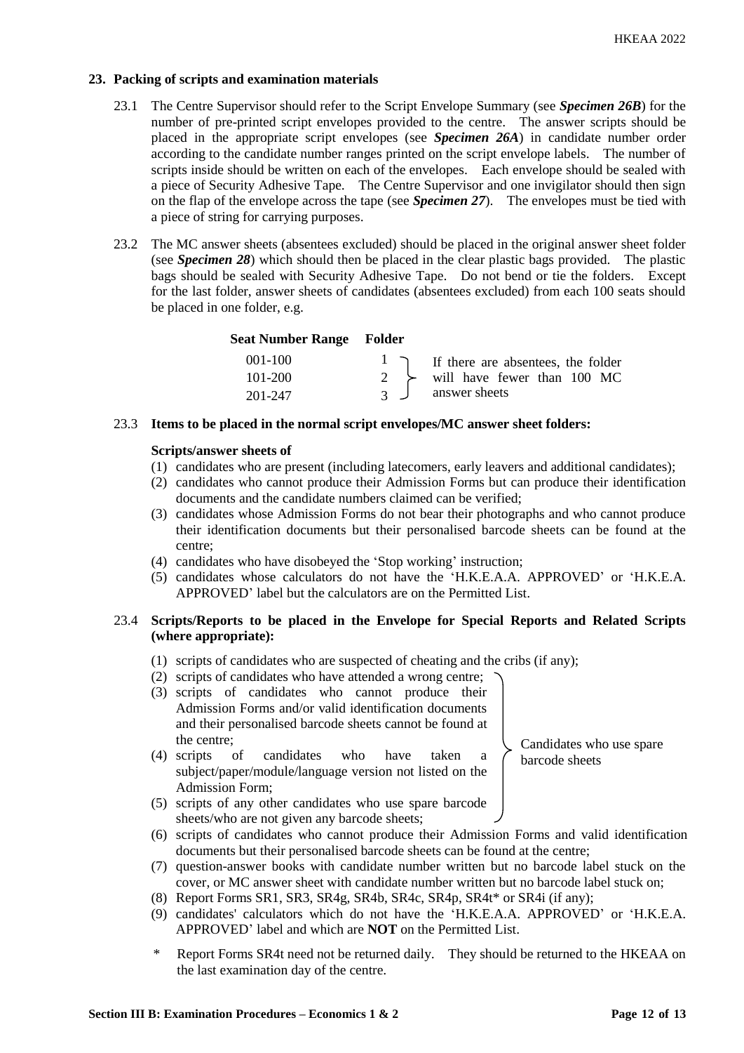## 23. Packing of scripts and examination materials

23.1 The Centre Supervisor should refer to the Script Envelope Summary (see ***Specimen 26B***) for the number of pre-printed script envelopes provided to the centre. The answer scripts should be placed in the appropriate script envelopes (see ***Specimen 26A***) in candidate number order according to the candidate number ranges printed on the script envelope labels. The number of scripts inside should be written on each of the envelopes. Each envelope should be sealed with a piece of Security Adhesive Tape. The Centre Supervisor and one invigilator should then sign on the flap of the envelope across the tape (see ***Specimen 27***). The envelopes must be tied with a piece of string for carrying purposes.

23.2 The MC answer sheets (absentees excluded) should be placed in the original answer sheet folder (see ***Specimen 28***) which should then be placed in the clear plastic bags provided. The plastic bags should be sealed with Security Adhesive Tape. Do not bend or tie the folders. Except for the last folder, answer sheets of candidates (absentees excluded) from each 100 seats should be placed in one folder, e.g.

| Seat Number Range | Folder | |
|---|---|---|
| 001-100 | 1 | If there are absentees, the folder will have fewer than 100 MC answer sheets |
| 101-200 | 2 | |
| 201-247 | 3 | |

23.3 **Items to be placed in the normal script envelopes/MC answer sheet folders:**

**Scripts/answer sheets of**

(1) candidates who are present (including latecomers, early leavers and additional candidates);
(2) candidates who cannot produce their Admission Forms but can produce their identification documents and the candidate numbers claimed can be verified;
(3) candidates whose Admission Forms do not bear their photographs and who cannot produce their identification documents but their personalised barcode sheets can be found at the centre;
(4) candidates who have disobeyed the 'Stop working' instruction;
(5) candidates whose calculators do not have the 'H.K.E.A.A. APPROVED' or 'H.K.E.A. APPROVED' label but the calculators are on the Permitted List.

23.4 **Scripts/Reports to be placed in the Envelope for Special Reports and Related Scripts (where appropriate):**

(1) scripts of candidates who are suspected of cheating and the cribs (if any);
(2) scripts of candidates who have attended a wrong centre;
(3) scripts of candidates who cannot produce their Admission Forms and/or valid identification documents and their personalised barcode sheets cannot be found at the centre;
(4) scripts of candidates who have taken a subject/paper/module/language version not listed on the Admission Form;
(5) scripts of any other candidates who use spare barcode sheets/who are not given any barcode sheets;

(Items (2) to (5): Candidates who use spare barcode sheets)

(6) scripts of candidates who cannot produce their Admission Forms and valid identification documents but their personalised barcode sheets can be found at the centre;
(7) question-answer books with candidate number written but no barcode label stuck on the cover, or MC answer sheet with candidate number written but no barcode label stuck on;
(8) Report Forms SR1, SR3, SR4g, SR4b, SR4c, SR4p, SR4t* or SR4i (if any);
(9) candidates' calculators which do not have the 'H.K.E.A.A. APPROVED' or 'H.K.E.A. APPROVED' label and which are **NOT** on the Permitted List.

\* Report Forms SR4t need not be returned daily. They should be returned to the HKEAA on the last examination day of the centre.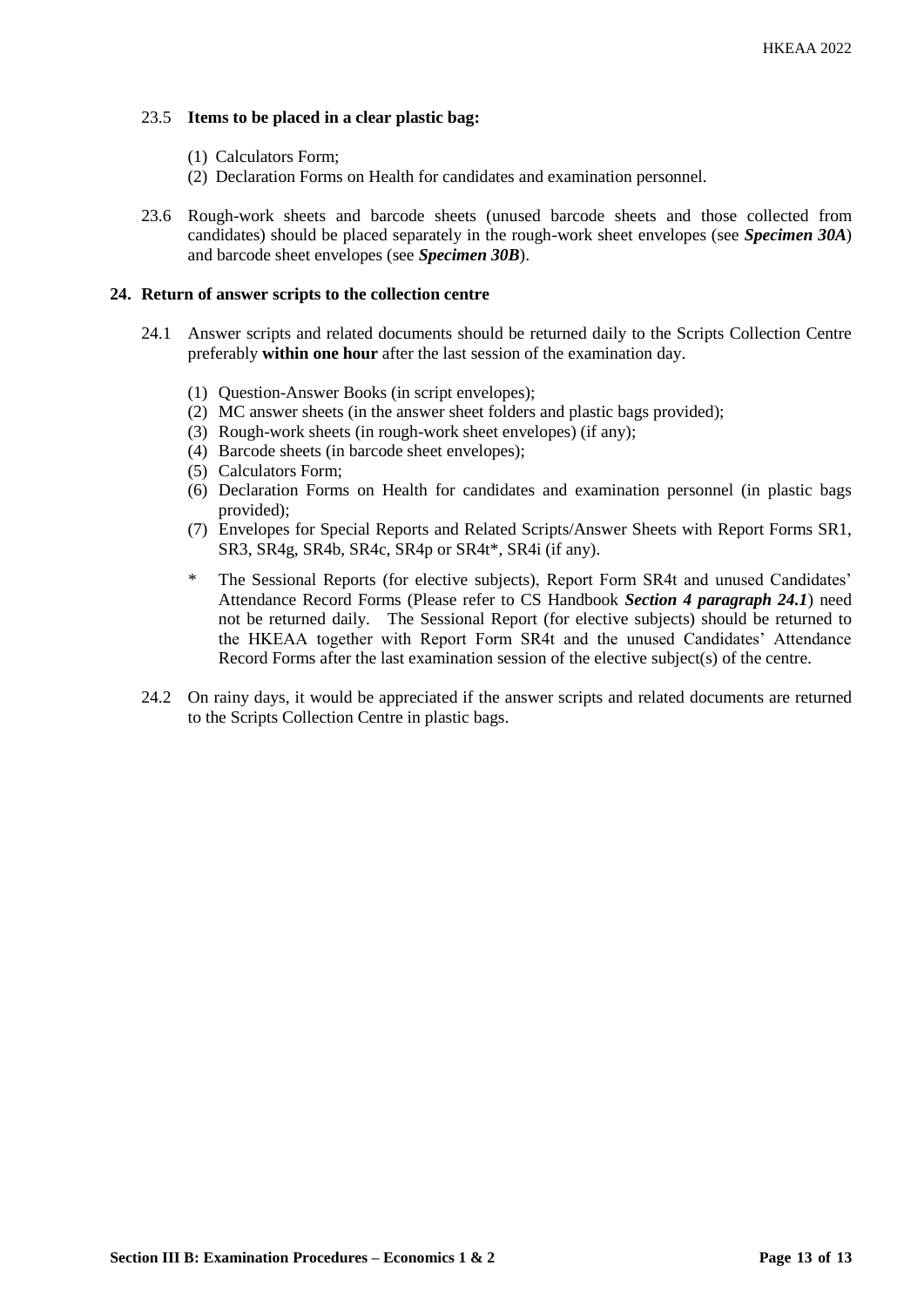23.5 **Items to be placed in a clear plastic bag:**

(1) Calculators Form;
(2) Declaration Forms on Health for candidates and examination personnel.

23.6 Rough-work sheets and barcode sheets (unused barcode sheets and those collected from candidates) should be placed separately in the rough-work sheet envelopes (see ***Specimen 30A***) and barcode sheet envelopes (see ***Specimen 30B***).

## 24. Return of answer scripts to the collection centre

24.1 Answer scripts and related documents should be returned daily to the Scripts Collection Centre preferably **within one hour** after the last session of the examination day.

(1) Question-Answer Books (in script envelopes);
(2) MC answer sheets (in the answer sheet folders and plastic bags provided);
(3) Rough-work sheets (in rough-work sheet envelopes) (if any);
(4) Barcode sheets (in barcode sheet envelopes);
(5) Calculators Form;
(6) Declaration Forms on Health for candidates and examination personnel (in plastic bags provided);
(7) Envelopes for Special Reports and Related Scripts/Answer Sheets with Report Forms SR1, SR3, SR4g, SR4b, SR4c, SR4p or SR4t*, SR4i (if any).

\* The Sessional Reports (for elective subjects), Report Form SR4t and unused Candidates' Attendance Record Forms (Please refer to CS Handbook ***Section 4 paragraph 24.1***) need not be returned daily. The Sessional Report (for elective subjects) should be returned to the HKEAA together with Report Form SR4t and the unused Candidates' Attendance Record Forms after the last examination session of the elective subject(s) of the centre.

24.2 On rainy days, it would be appreciated if the answer scripts and related documents are returned to the Scripts Collection Centre in plastic bags.